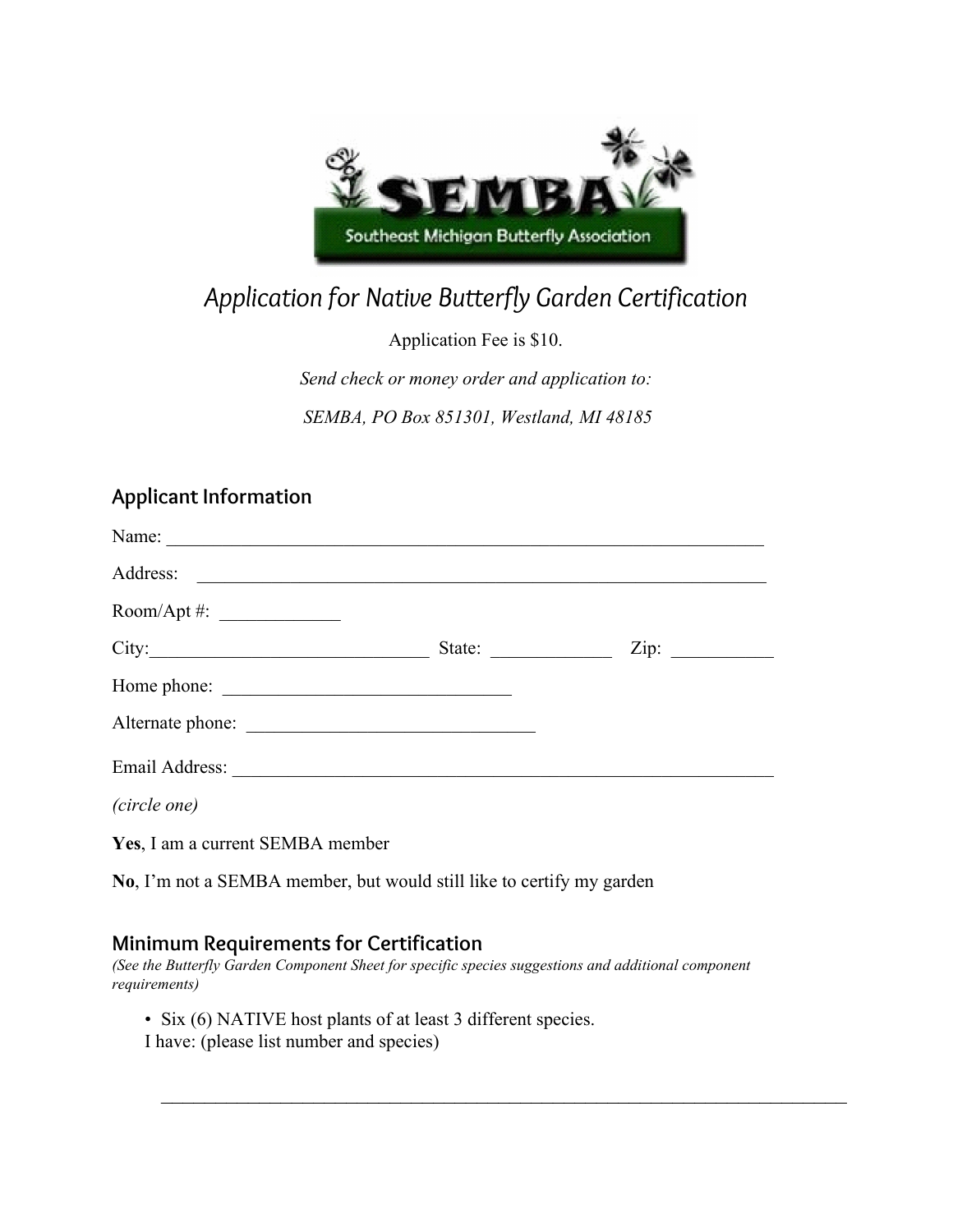# Application for Native Butterfly Garden Certification

Application Fee is $10.

*Send check or money order and application to:*

*SEMBA, PO Box 851301, Westland, MI 48185*

## Applicant Information

Name: ____________________________________________________________________

Address: __________________________________________________________________

Room/Apt #: _____________

City: ______________________________ State: _____________ Zip: ___________

Home phone: _______________________________

Alternate phone: _______________________________

Email Address: ______________________________________________________________

*(circle one)*

**Yes**, I am a current SEMBA member

**No**, I'm not a SEMBA member, but would still like to certify my garden

## Minimum Requirements for Certification

*(See the Butterfly Garden Component Sheet for specific species suggestions and additional component requirements)*

- Six (6) NATIVE host plants of at least 3 different species.

I have: (please list number and species)

_______________________________________________________________________________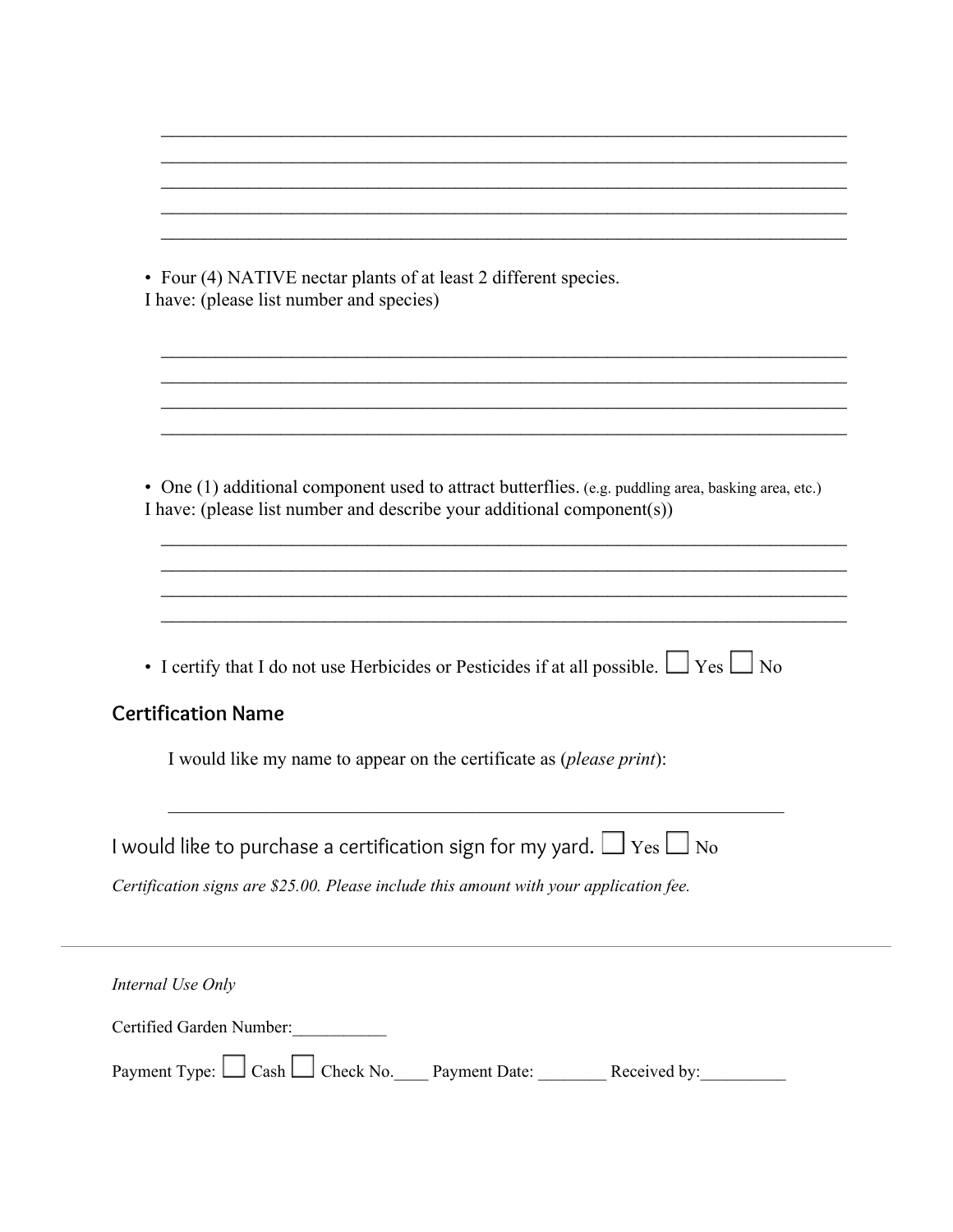________________________________________________________________________
________________________________________________________________________
________________________________________________________________________
________________________________________________________________________
________________________________________________________________________

- Four (4) NATIVE nectar plants of at least 2 different species.

I have: (please list number and species)

________________________________________________________________________
________________________________________________________________________
________________________________________________________________________
________________________________________________________________________

- One (1) additional component used to attract butterflies. (e.g. puddling area, basking area, etc.)

I have: (please list number and describe your additional component(s))

________________________________________________________________________
________________________________________________________________________
________________________________________________________________________
________________________________________________________________________

- I certify that I do not use Herbicides or Pesticides if at all possible. ☐ Yes ☐ No

## Certification Name

I would like my name to appear on the certificate as (*please print*):

________________________________________________________________

I would like to purchase a certification sign for my yard. ☐ Yes ☐ No

*Certification signs are $25.00. Please include this amount with your application fee.*

---

*Internal Use Only*

Certified Garden Number:___________

Payment Type: ☐ Cash ☐ Check No.____ Payment Date: ________ Received by:__________